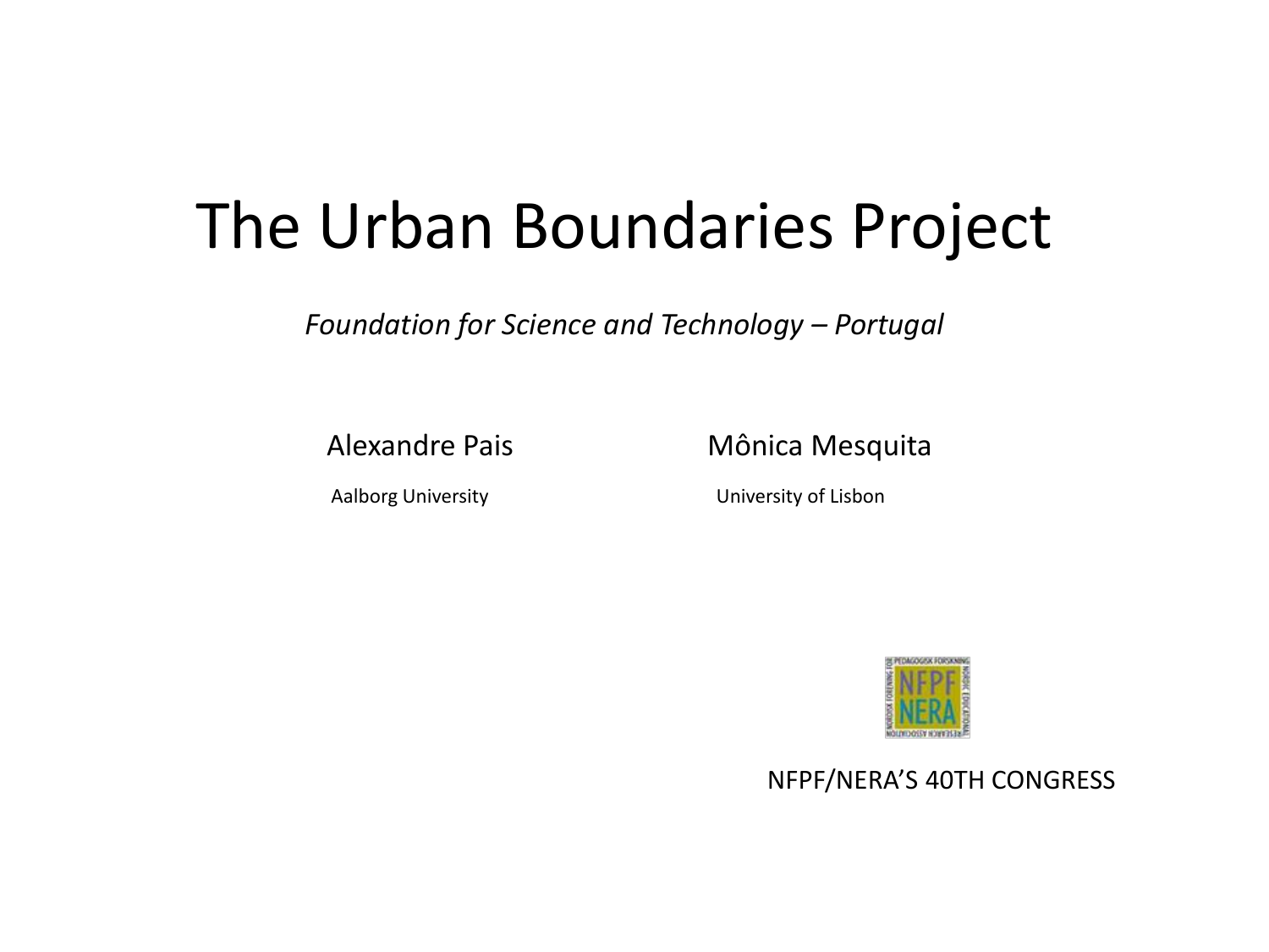# The Urban Boundaries Project

*Foundation for Science and Technology – Portugal*

Alexandre Pais

Aalborg University

Mônica Mesquita

University of Lisbon

NFPF/NERA'S 40TH CONGRESS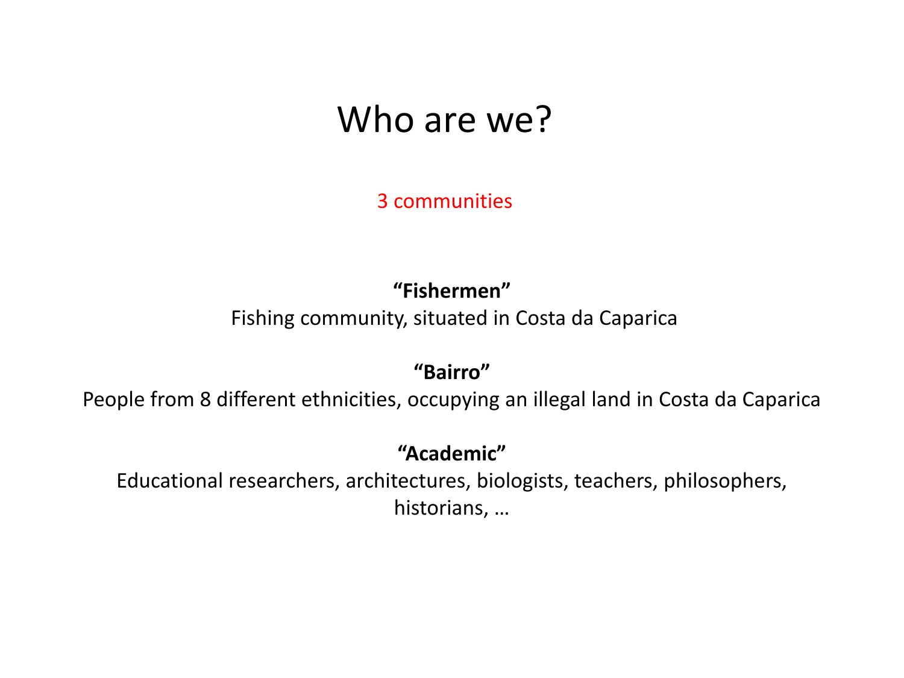# Who are we?

3 communities

**“Fishermen”**

Fishing community, situated in Costa da Caparica

**“Bairro”**

People from 8 different ethnicities, occupying an illegal land in Costa da Caparica

**“Academic”**

Educational researchers, architectures, biologists, teachers, philosophers, historians, …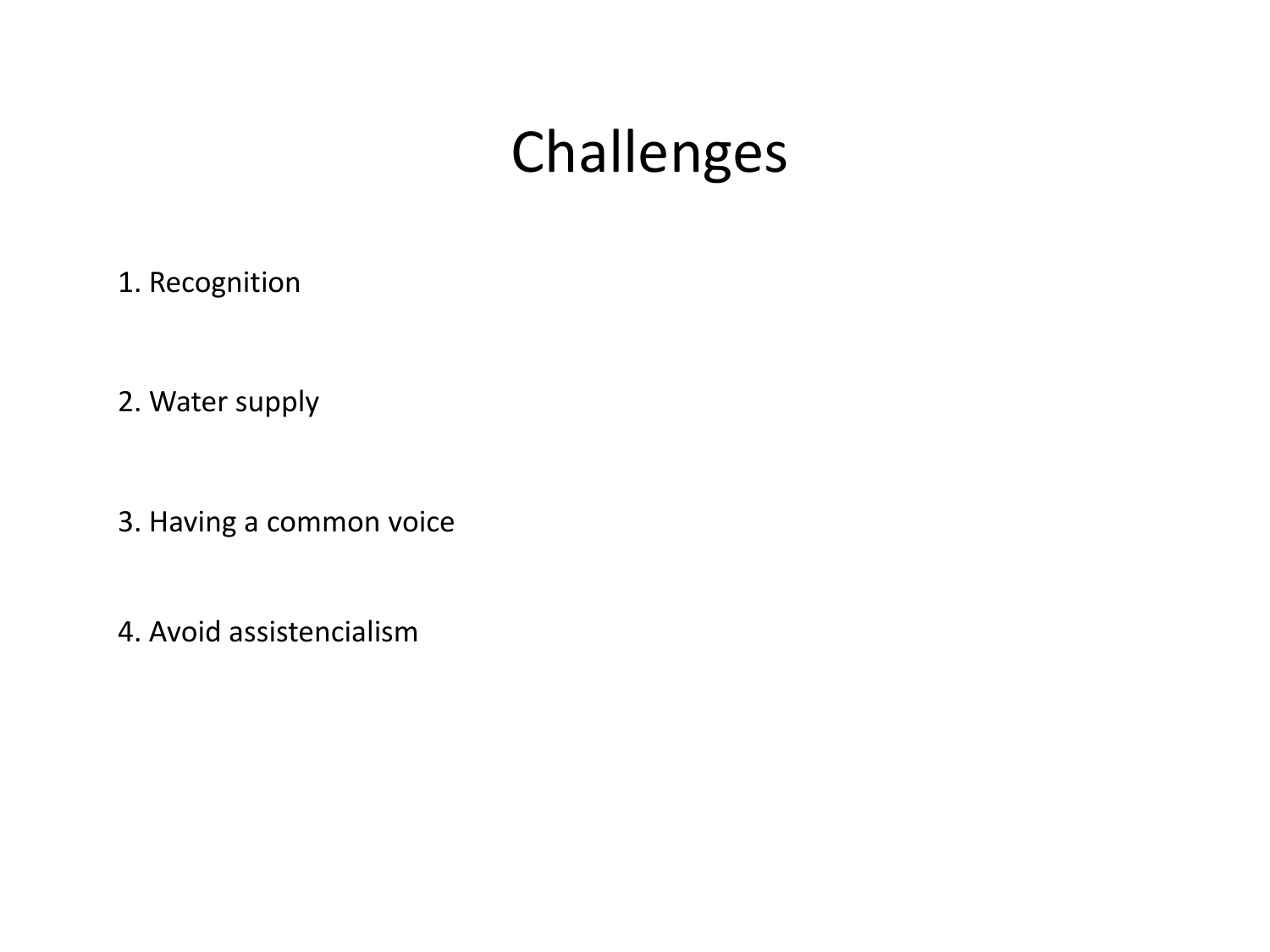# Challenges

1. Recognition

2. Water supply

3. Having a common voice

4. Avoid assistencialism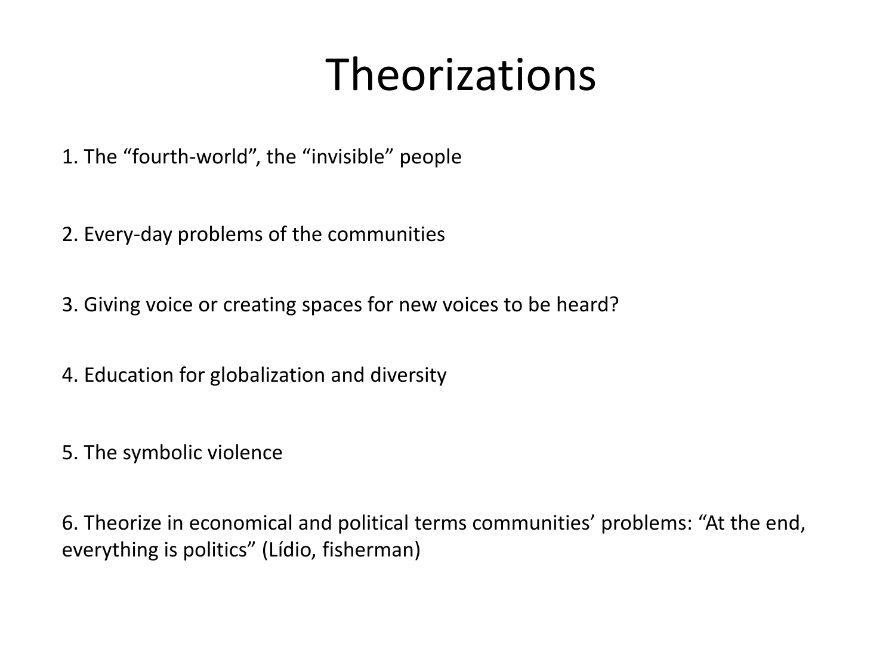# Theorizations

1. The “fourth-world”, the “invisible” people

2. Every-day problems of the communities

3. Giving voice or creating spaces for new voices to be heard?

4. Education for globalization and diversity

5. The symbolic violence

6. Theorize in economical and political terms communities’ problems: “At the end, everything is politics” (Lídio, fisherman)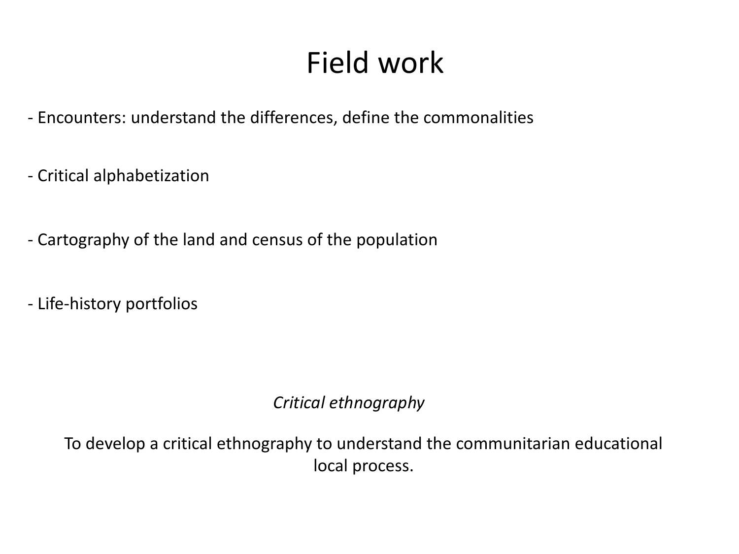# Field work

- Encounters: understand the differences, define the commonalities

- Critical alphabetization

- Cartography of the land and census of the population

- Life-history portfolios

*Critical ethnography*

To develop a critical ethnography to understand the communitarian educational local process.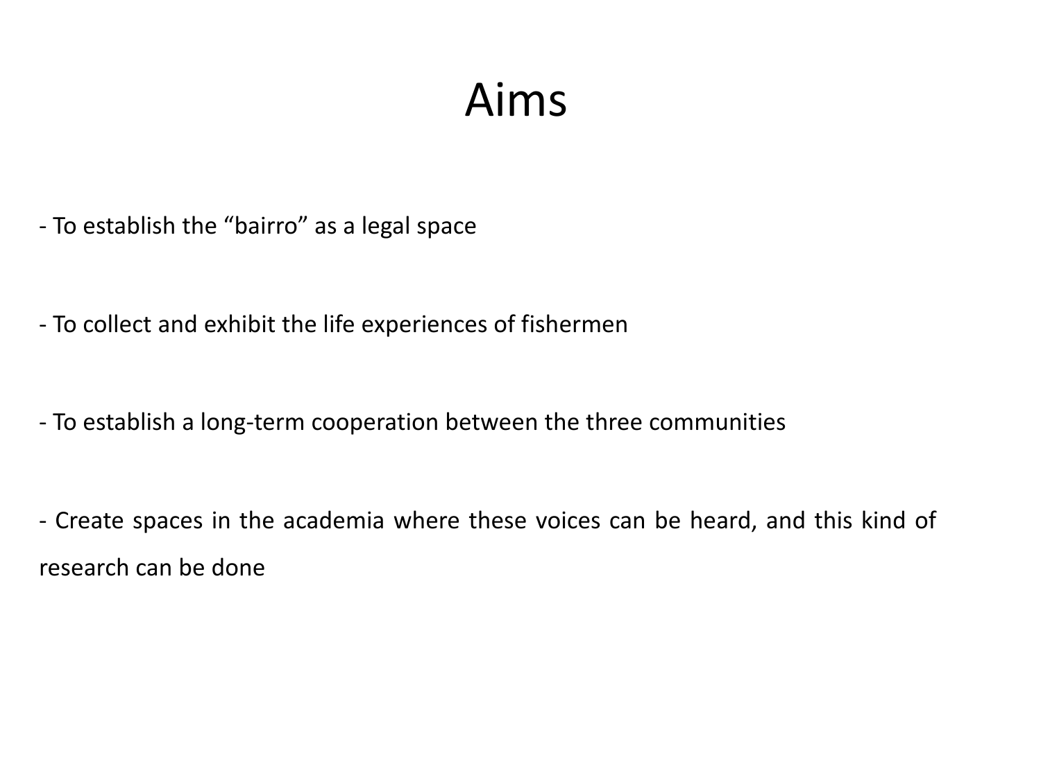# Aims

- To establish the "bairro" as a legal space

- To collect and exhibit the life experiences of fishermen

- To establish a long-term cooperation between the three communities

- Create spaces in the academia where these voices can be heard, and this kind of research can be done